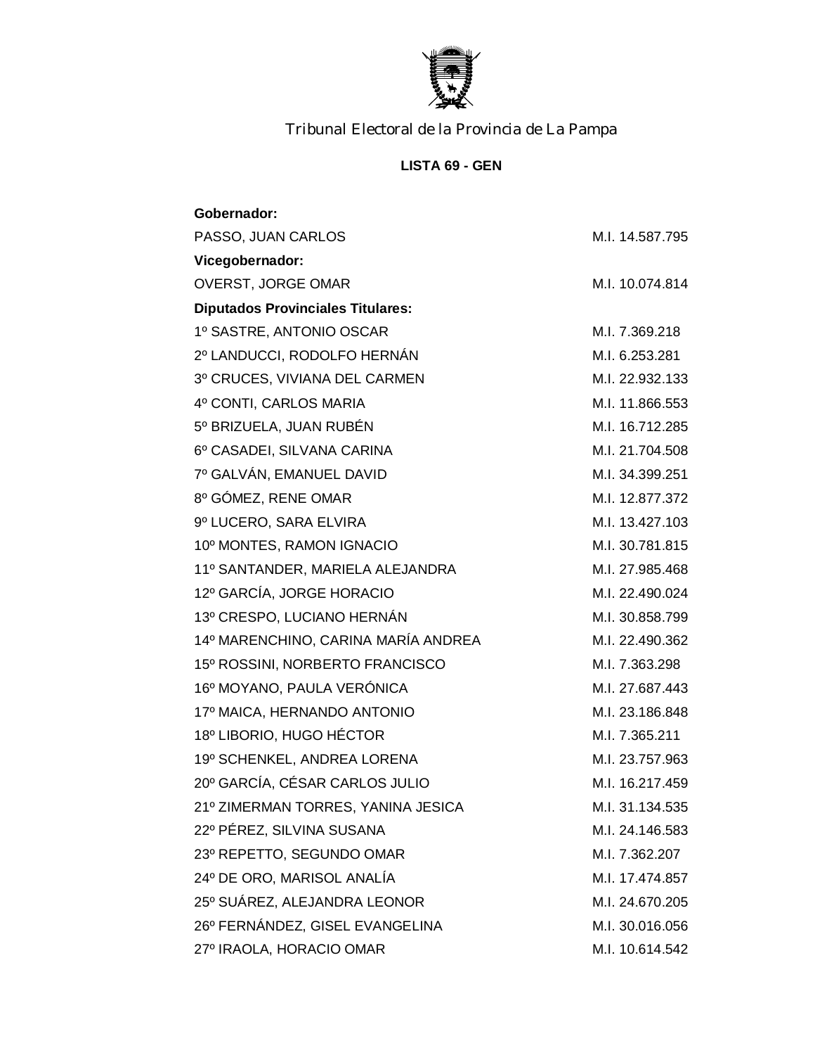Tribunal Electoral de la Provincia de La Pampa

**LISTA 69 - GEN**

**Gobernador:**

PASSO, JUAN CARLOS M.I. 14.587.795

**Vicegobernador:**

OVERST, JORGE OMAR M.I. 10.074.814

**Diputados Provinciales Titulares:**

| | |
|---|---|
| 1º SASTRE, ANTONIO OSCAR | M.I. 7.369.218 |
| 2º LANDUCCI, RODOLFO HERNÁN | M.I. 6.253.281 |
| 3º CRUCES, VIVIANA DEL CARMEN | M.I. 22.932.133 |
| 4º CONTI, CARLOS MARIA | M.I. 11.866.553 |
| 5º BRIZUELA, JUAN RUBÉN | M.I. 16.712.285 |
| 6º CASADEI, SILVANA CARINA | M.I. 21.704.508 |
| 7º GALVÁN, EMANUEL DAVID | M.I. 34.399.251 |
| 8º GÓMEZ, RENE OMAR | M.I. 12.877.372 |
| 9º LUCERO, SARA ELVIRA | M.I. 13.427.103 |
| 10º MONTES, RAMON IGNACIO | M.I. 30.781.815 |
| 11º SANTANDER, MARIELA ALEJANDRA | M.I. 27.985.468 |
| 12º GARCÍA, JORGE HORACIO | M.I. 22.490.024 |
| 13º CRESPO, LUCIANO HERNÁN | M.I. 30.858.799 |
| 14º MARENCHINO, CARINA MARÍA ANDREA | M.I. 22.490.362 |
| 15º ROSSINI, NORBERTO FRANCISCO | M.I. 7.363.298 |
| 16º MOYANO, PAULA VERÓNICA | M.I. 27.687.443 |
| 17º MAICA, HERNANDO ANTONIO | M.I. 23.186.848 |
| 18º LIBORIO, HUGO HÉCTOR | M.I. 7.365.211 |
| 19º SCHENKEL, ANDREA LORENA | M.I. 23.757.963 |
| 20º GARCÍA, CÉSAR CARLOS JULIO | M.I. 16.217.459 |
| 21º ZIMERMAN TORRES, YANINA JESICA | M.I. 31.134.535 |
| 22º PÉREZ, SILVINA SUSANA | M.I. 24.146.583 |
| 23º REPETTO, SEGUNDO OMAR | M.I. 7.362.207 |
| 24º DE ORO, MARISOL ANALÍA | M.I. 17.474.857 |
| 25º SUÁREZ, ALEJANDRA LEONOR | M.I. 24.670.205 |
| 26º FERNÁNDEZ, GISEL EVANGELINA | M.I. 30.016.056 |
| 27º IRAOLA, HORACIO OMAR | M.I. 10.614.542 |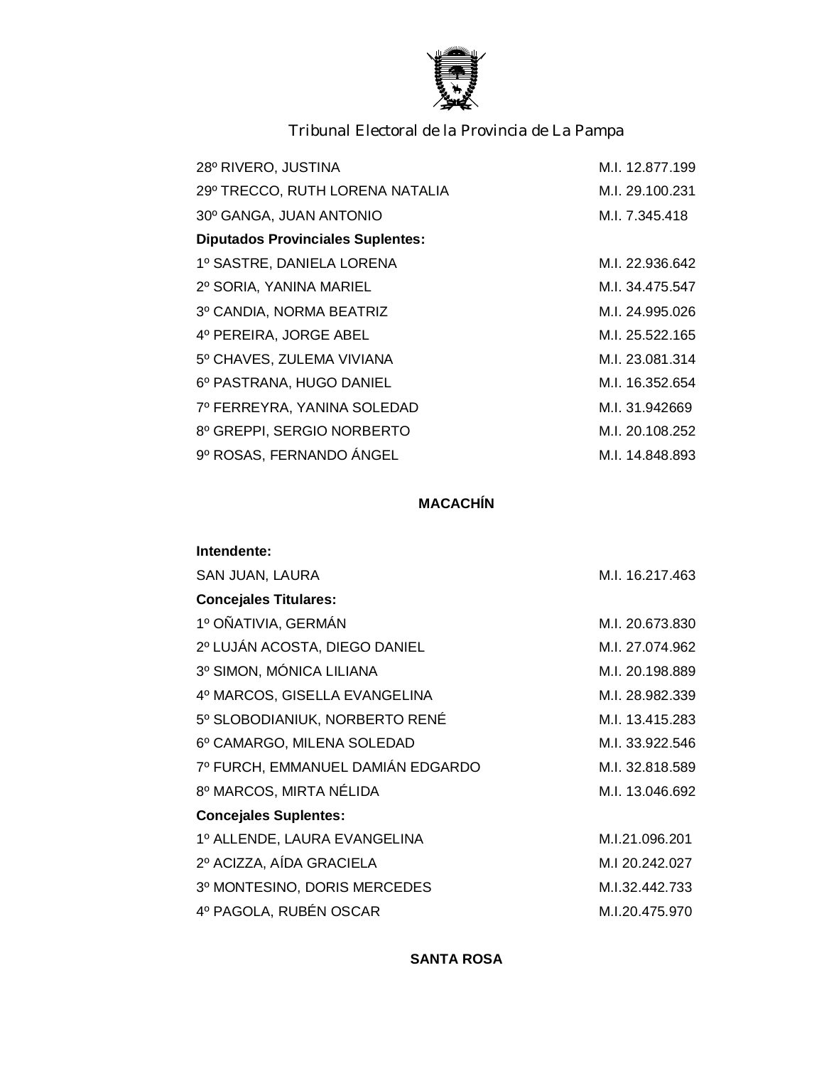28º RIVERO, JUSTINA M.I. 12.877.199
29º TRECCO, RUTH LORENA NATALIA M.I. 29.100.231
30º GANGA, JUAN ANTONIO M.I. 7.345.418

**Diputados Provinciales Suplentes:**

1º SASTRE, DANIELA LORENA M.I. 22.936.642
2º SORIA, YANINA MARIEL M.I. 34.475.547
3º CANDIA, NORMA BEATRIZ M.I. 24.995.026
4º PEREIRA, JORGE ABEL M.I. 25.522.165
5º CHAVES, ZULEMA VIVIANA M.I. 23.081.314
6º PASTRANA, HUGO DANIEL M.I. 16.352.654
7º FERREYRA, YANINA SOLEDAD M.I. 31.942669
8º GREPPI, SERGIO NORBERTO M.I. 20.108.252
9º ROSAS, FERNANDO ÁNGEL M.I. 14.848.893

**MACACHÍN**

**Intendente:**

SAN JUAN, LAURA M.I. 16.217.463

**Concejales Titulares:**

1º OÑATIVIA, GERMÁN M.I. 20.673.830
2º LUJÁN ACOSTA, DIEGO DANIEL M.I. 27.074.962
3º SIMON, MÓNICA LILIANA M.I. 20.198.889
4º MARCOS, GISELLA EVANGELINA M.I. 28.982.339
5º SLOBODIANIUK, NORBERTO RENÉ M.I. 13.415.283
6º CAMARGO, MILENA SOLEDAD M.I. 33.922.546
7º FURCH, EMMANUEL DAMIÁN EDGARDO M.I. 32.818.589
8º MARCOS, MIRTA NÉLIDA M.I. 13.046.692

**Concejales Suplentes:**

1º ALLENDE, LAURA EVANGELINA M.I.21.096.201
2º ACIZZA, AÍDA GRACIELA M.I 20.242.027
3º MONTESINO, DORIS MERCEDES M.I.32.442.733
4º PAGOLA, RUBÉN OSCAR M.I.20.475.970

**SANTA ROSA**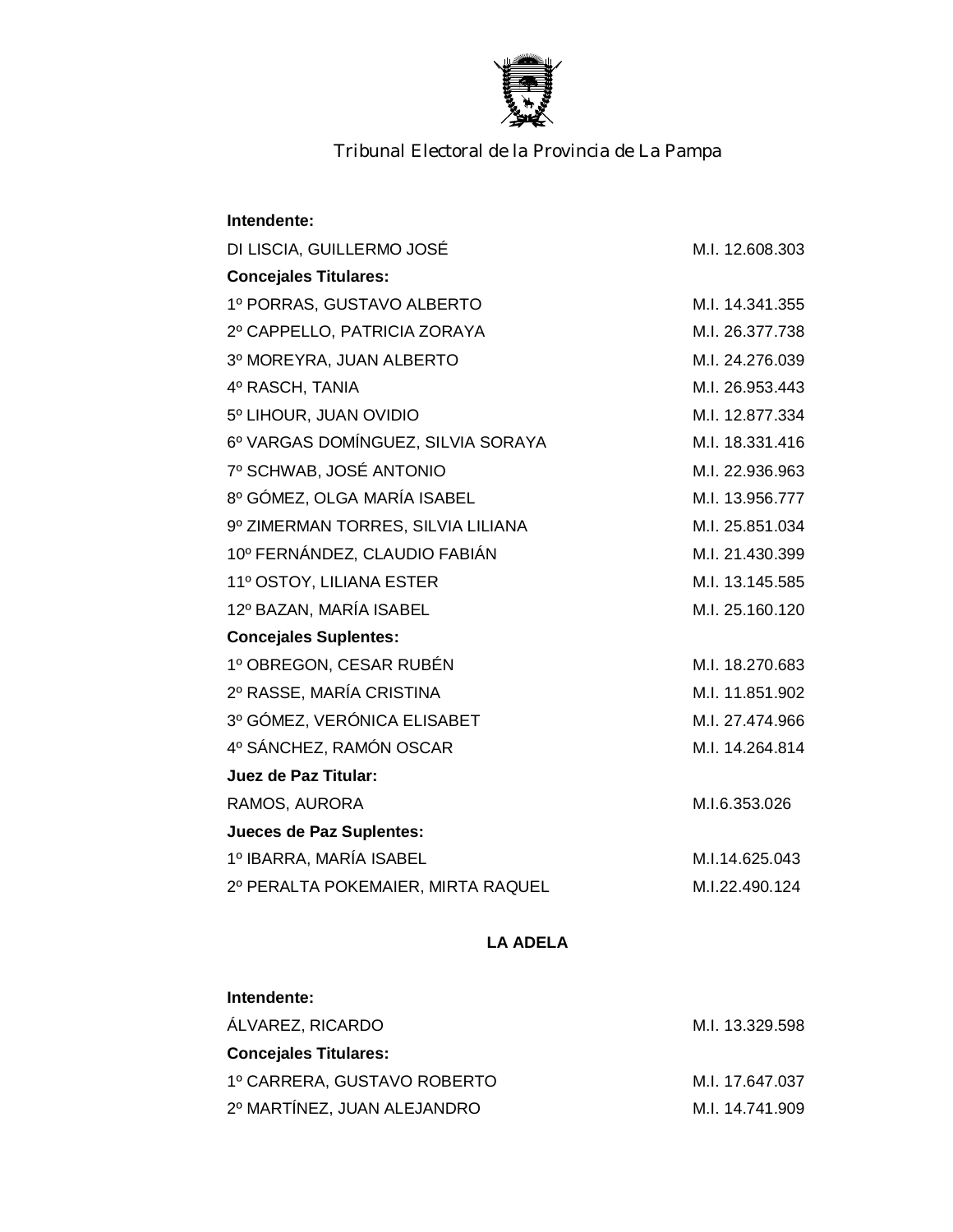**Intendente:**

| | |
|---|---|
| DI LISCIA, GUILLERMO JOSÉ | M.I. 12.608.303 |

**Concejales Titulares:**

| | |
|---|---|
| 1º PORRAS, GUSTAVO ALBERTO | M.I. 14.341.355 |
| 2º CAPPELLO, PATRICIA ZORAYA | M.I. 26.377.738 |
| 3º MOREYRA, JUAN ALBERTO | M.I. 24.276.039 |
| 4º RASCH, TANIA | M.I. 26.953.443 |
| 5º LIHOUR, JUAN OVIDIO | M.I. 12.877.334 |
| 6º VARGAS DOMÍNGUEZ, SILVIA SORAYA | M.I. 18.331.416 |
| 7º SCHWAB, JOSÉ ANTONIO | M.I. 22.936.963 |
| 8º GÓMEZ, OLGA MARÍA ISABEL | M.I. 13.956.777 |
| 9º ZIMERMAN TORRES, SILVIA LILIANA | M.I. 25.851.034 |
| 10º FERNÁNDEZ, CLAUDIO FABIÁN | M.I. 21.430.399 |
| 11º OSTOY, LILIANA ESTER | M.I. 13.145.585 |
| 12º BAZAN, MARÍA ISABEL | M.I. 25.160.120 |

**Concejales Suplentes:**

| | |
|---|---|
| 1º OBREGON, CESAR RUBÉN | M.I. 18.270.683 |
| 2º RASSE, MARÍA CRISTINA | M.I. 11.851.902 |
| 3º GÓMEZ, VERÓNICA ELISABET | M.I. 27.474.966 |
| 4º SÁNCHEZ, RAMÓN OSCAR | M.I. 14.264.814 |

**Juez de Paz Titular:**

| | |
|---|---|
| RAMOS, AURORA | M.I.6.353.026 |

**Jueces de Paz Suplentes:**

| | |
|---|---|
| 1º IBARRA, MARÍA ISABEL | M.I.14.625.043 |
| 2º PERALTA POKEMAIER, MIRTA RAQUEL | M.I.22.490.124 |

## LA ADELA

**Intendente:**

| | |
|---|---|
| ÁLVAREZ, RICARDO | M.I. 13.329.598 |

**Concejales Titulares:**

| | |
|---|---|
| 1º CARRERA, GUSTAVO ROBERTO | M.I. 17.647.037 |
| 2º MARTÍNEZ, JUAN ALEJANDRO | M.I. 14.741.909 |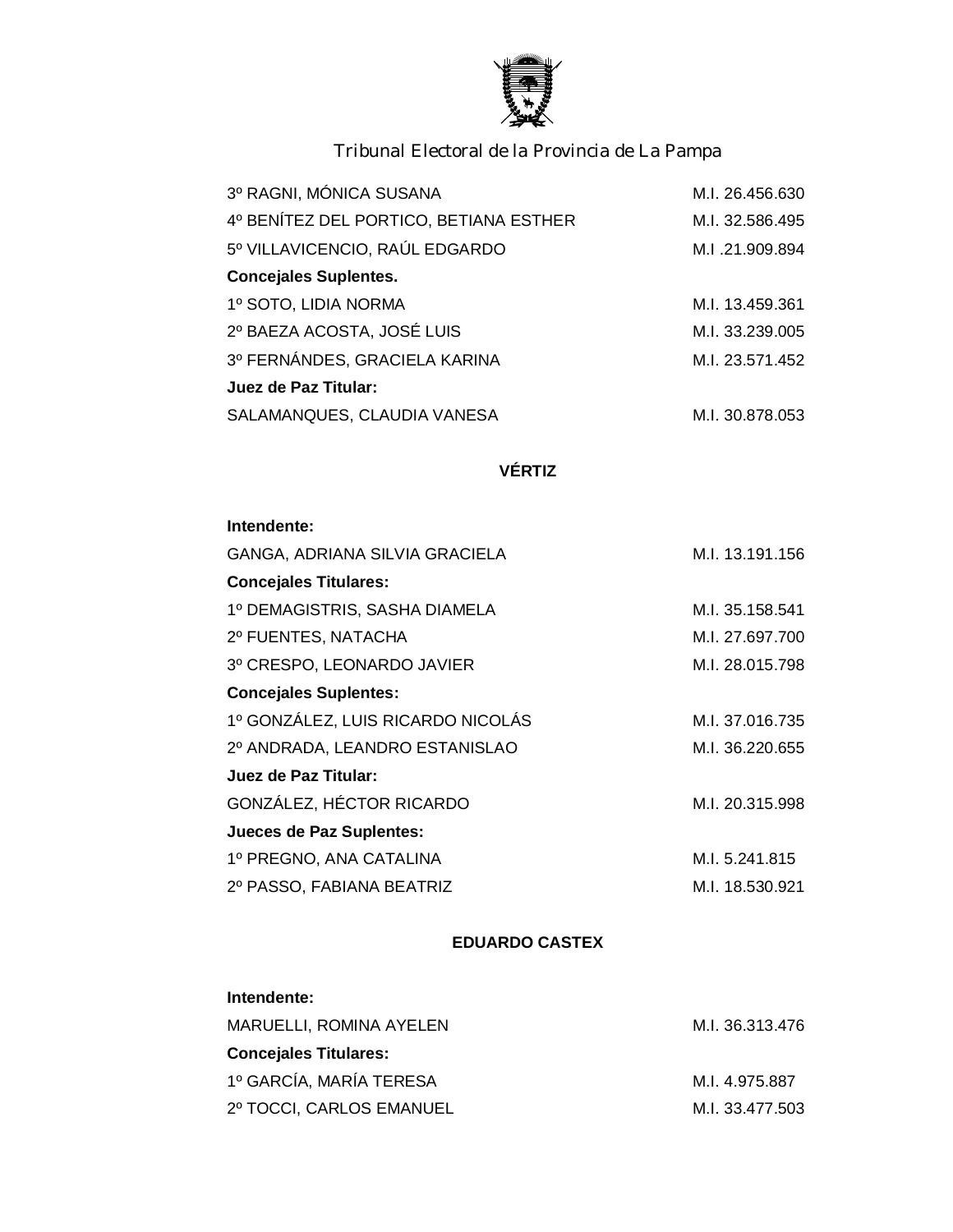| | |
|---|---|
| 3º RAGNI, MÓNICA SUSANA | M.I. 26.456.630 |
| 4º BENÍTEZ DEL PORTICO, BETIANA ESTHER | M.I. 32.586.495 |
| 5º VILLAVICENCIO, RAÚL EDGARDO | M.I .21.909.894 |
| **Concejales Suplentes.** | |
| 1º SOTO, LIDIA NORMA | M.I. 13.459.361 |
| 2º BAEZA ACOSTA, JOSÉ LUIS | M.I. 33.239.005 |
| 3º FERNÁNDES, GRACIELA KARINA | M.I. 23.571.452 |
| **Juez de Paz Titular:** | |
| SALAMANQUES, CLAUDIA VANESA | M.I. 30.878.053 |

**VÉRTIZ**

| | |
|---|---|
| **Intendente:** | |
| GANGA, ADRIANA SILVIA GRACIELA | M.I. 13.191.156 |
| **Concejales Titulares:** | |
| 1º DEMAGISTRIS, SASHA DIAMELA | M.I. 35.158.541 |
| 2º FUENTES, NATACHA | M.I. 27.697.700 |
| 3º CRESPO, LEONARDO JAVIER | M.I. 28.015.798 |
| **Concejales Suplentes:** | |
| 1º GONZÁLEZ, LUIS RICARDO NICOLÁS | M.I. 37.016.735 |
| 2º ANDRADA, LEANDRO ESTANISLAO | M.I. 36.220.655 |
| **Juez de Paz Titular:** | |
| GONZÁLEZ, HÉCTOR RICARDO | M.I. 20.315.998 |
| **Jueces de Paz Suplentes:** | |
| 1º PREGNO, ANA CATALINA | M.I. 5.241.815 |
| 2º PASSO, FABIANA BEATRIZ | M.I. 18.530.921 |

**EDUARDO CASTEX**

| | |
|---|---|
| **Intendente:** | |
| MARUELLI, ROMINA AYELEN | M.I. 36.313.476 |
| **Concejales Titulares:** | |
| 1º GARCÍA, MARÍA TERESA | M.I. 4.975.887 |
| 2º TOCCI, CARLOS EMANUEL | M.I. 33.477.503 |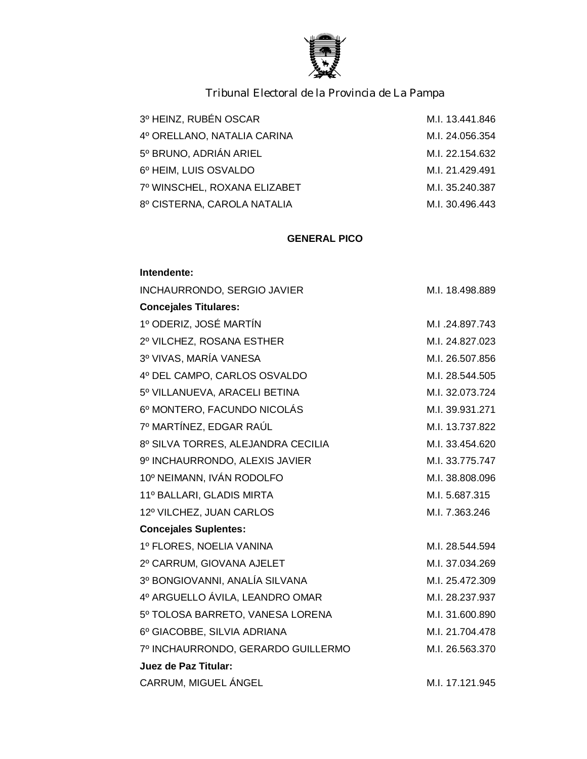3º HEINZ, RUBÉN OSCAR M.I. 13.441.846
4º ORELLANO, NATALIA CARINA M.I. 24.056.354
5º BRUNO, ADRIÁN ARIEL M.I. 22.154.632
6º HEIM, LUIS OSVALDO M.I. 21.429.491
7º WINSCHEL, ROXANA ELIZABET M.I. 35.240.387
8º CISTERNA, CAROLA NATALIA M.I. 30.496.443

**GENERAL PICO**

**Intendente:**

INCHAURRONDO, SERGIO JAVIER M.I. 18.498.889

**Concejales Titulares:**

1º ODERIZ, JOSÉ MARTÍN M.I .24.897.743
2º VILCHEZ, ROSANA ESTHER M.I. 24.827.023
3º VIVAS, MARÍA VANESA M.I. 26.507.856
4º DEL CAMPO, CARLOS OSVALDO M.I. 28.544.505
5º VILLANUEVA, ARACELI BETINA M.I. 32.073.724
6º MONTERO, FACUNDO NICOLÁS M.I. 39.931.271
7º MARTÍNEZ, EDGAR RAÚL M.I. 13.737.822
8º SILVA TORRES, ALEJANDRA CECILIA M.I. 33.454.620
9º INCHAURRONDO, ALEXIS JAVIER M.I. 33.775.747
10º NEIMANN, IVÁN RODOLFO M.I. 38.808.096
11º BALLARI, GLADIS MIRTA M.I. 5.687.315
12º VILCHEZ, JUAN CARLOS M.I. 7.363.246

**Concejales Suplentes:**

1º FLORES, NOELIA VANINA M.I. 28.544.594
2º CARRUM, GIOVANA AJELET M.I. 37.034.269
3º BONGIOVANNI, ANALÍA SILVANA M.I. 25.472.309
4º ARGUELLO ÁVILA, LEANDRO OMAR M.I. 28.237.937
5º TOLOSA BARRETO, VANESA LORENA M.I. 31.600.890
6º GIACOBBE, SILVIA ADRIANA M.I. 21.704.478
7º INCHAURRONDO, GERARDO GUILLERMO M.I. 26.563.370

**Juez de Paz Titular:**

CARRUM, MIGUEL ÁNGEL M.I. 17.121.945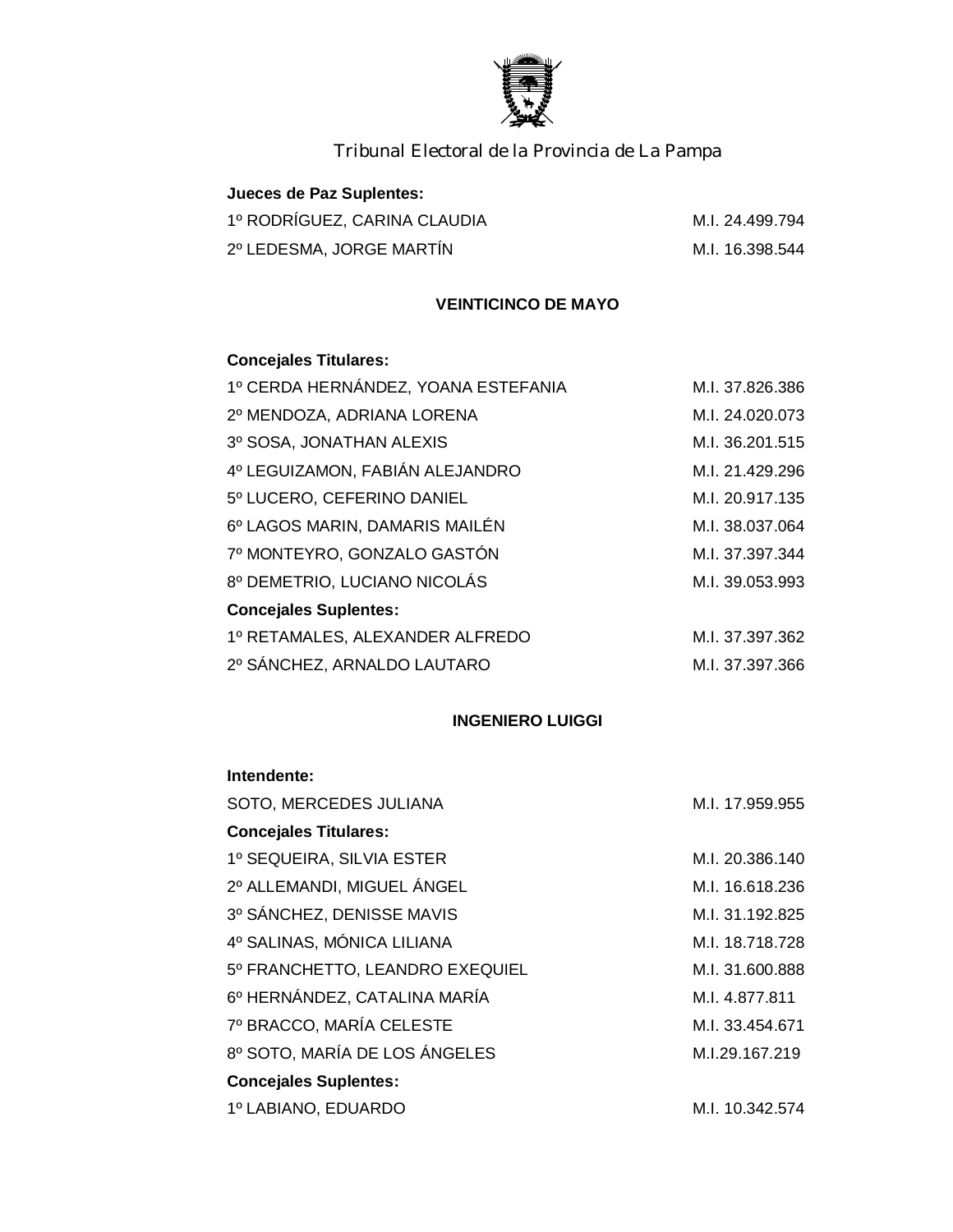Tribunal Electoral de la Provincia de La Pampa

**Jueces de Paz Suplentes:**

| | |
|---|---|
| 1º RODRÍGUEZ, CARINA CLAUDIA | M.I. 24.499.794 |
| 2º LEDESMA, JORGE MARTÍN | M.I. 16.398.544 |

**VEINTICINCO DE MAYO**

**Concejales Titulares:**

| | |
|---|---|
| 1º CERDA HERNÁNDEZ, YOANA ESTEFANIA | M.I. 37.826.386 |
| 2º MENDOZA, ADRIANA LORENA | M.I. 24.020.073 |
| 3º SOSA, JONATHAN ALEXIS | M.I. 36.201.515 |
| 4º LEGUIZAMON, FABIÁN ALEJANDRO | M.I. 21.429.296 |
| 5º LUCERO, CEFERINO DANIEL | M.I. 20.917.135 |
| 6º LAGOS MARIN, DAMARIS MAILÉN | M.I. 38.037.064 |
| 7º MONTEYRO, GONZALO GASTÓN | M.I. 37.397.344 |
| 8º DEMETRIO, LUCIANO NICOLÁS | M.I. 39.053.993 |

**Concejales Suplentes:**

| | |
|---|---|
| 1º RETAMALES, ALEXANDER ALFREDO | M.I. 37.397.362 |
| 2º SÁNCHEZ, ARNALDO LAUTARO | M.I. 37.397.366 |

**INGENIERO LUIGGI**

**Intendente:**

| | |
|---|---|
| SOTO, MERCEDES JULIANA | M.I. 17.959.955 |

**Concejales Titulares:**

| | |
|---|---|
| 1º SEQUEIRA, SILVIA ESTER | M.I. 20.386.140 |
| 2º ALLEMANDI, MIGUEL ÁNGEL | M.I. 16.618.236 |
| 3º SÁNCHEZ, DENISSE MAVIS | M.I. 31.192.825 |
| 4º SALINAS, MÓNICA LILIANA | M.I. 18.718.728 |
| 5º FRANCHETTO, LEANDRO EXEQUIEL | M.I. 31.600.888 |
| 6º HERNÁNDEZ, CATALINA MARÍA | M.I. 4.877.811 |
| 7º BRACCO, MARÍA CELESTE | M.I. 33.454.671 |
| 8º SOTO, MARÍA DE LOS ÁNGELES | M.I.29.167.219 |

**Concejales Suplentes:**

| | |
|---|---|
| 1º LABIANO, EDUARDO | M.I. 10.342.574 |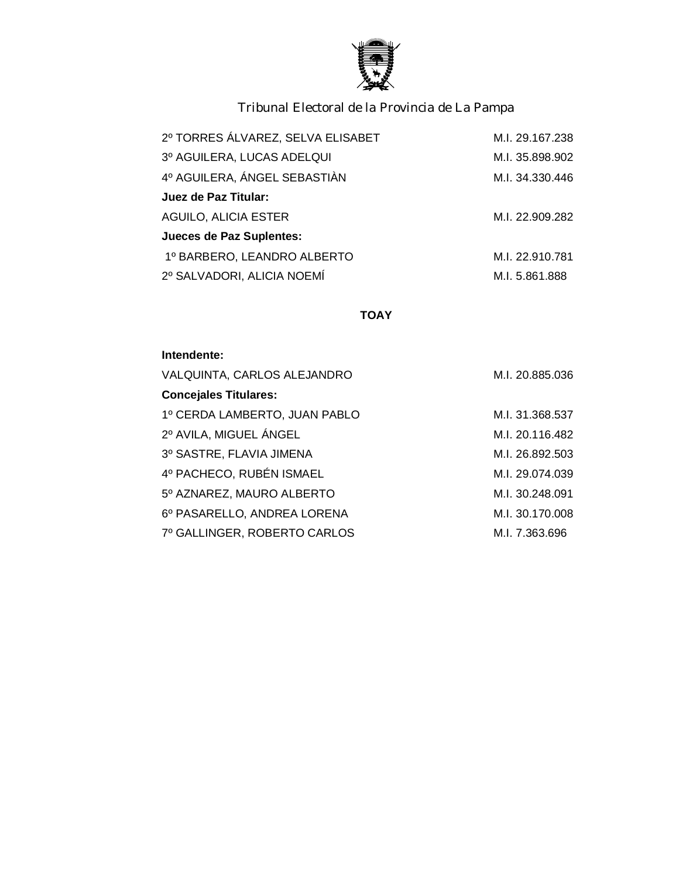| | |
|---|---|
| 2º TORRES ÁLVAREZ, SELVA ELISABET | M.I. 29.167.238 |
| 3º AGUILERA, LUCAS ADELQUI | M.I. 35.898.902 |
| 4º AGUILERA, ÁNGEL SEBASTIÀN | M.I. 34.330.446 |
| **Juez de Paz Titular:** | |
| AGUILO, ALICIA ESTER | M.I. 22.909.282 |
| **Jueces de Paz Suplentes:** | |
| 1º BARBERO, LEANDRO ALBERTO | M.I. 22.910.781 |
| 2º SALVADORI, ALICIA NOEMÍ | M.I. 5.861.888 |

**TOAY**

| | |
|---|---|
| **Intendente:** | |
| VALQUINTA, CARLOS ALEJANDRO | M.I. 20.885.036 |
| **Concejales Titulares:** | |
| 1º CERDA LAMBERTO, JUAN PABLO | M.I. 31.368.537 |
| 2º AVILA, MIGUEL ÁNGEL | M.I. 20.116.482 |
| 3º SASTRE, FLAVIA JIMENA | M.I. 26.892.503 |
| 4º PACHECO, RUBÉN ISMAEL | M.I. 29.074.039 |
| 5º AZNAREZ, MAURO ALBERTO | M.I. 30.248.091 |
| 6º PASARELLO, ANDREA LORENA | M.I. 30.170.008 |
| 7º GALLINGER, ROBERTO CARLOS | M.I. 7.363.696 |